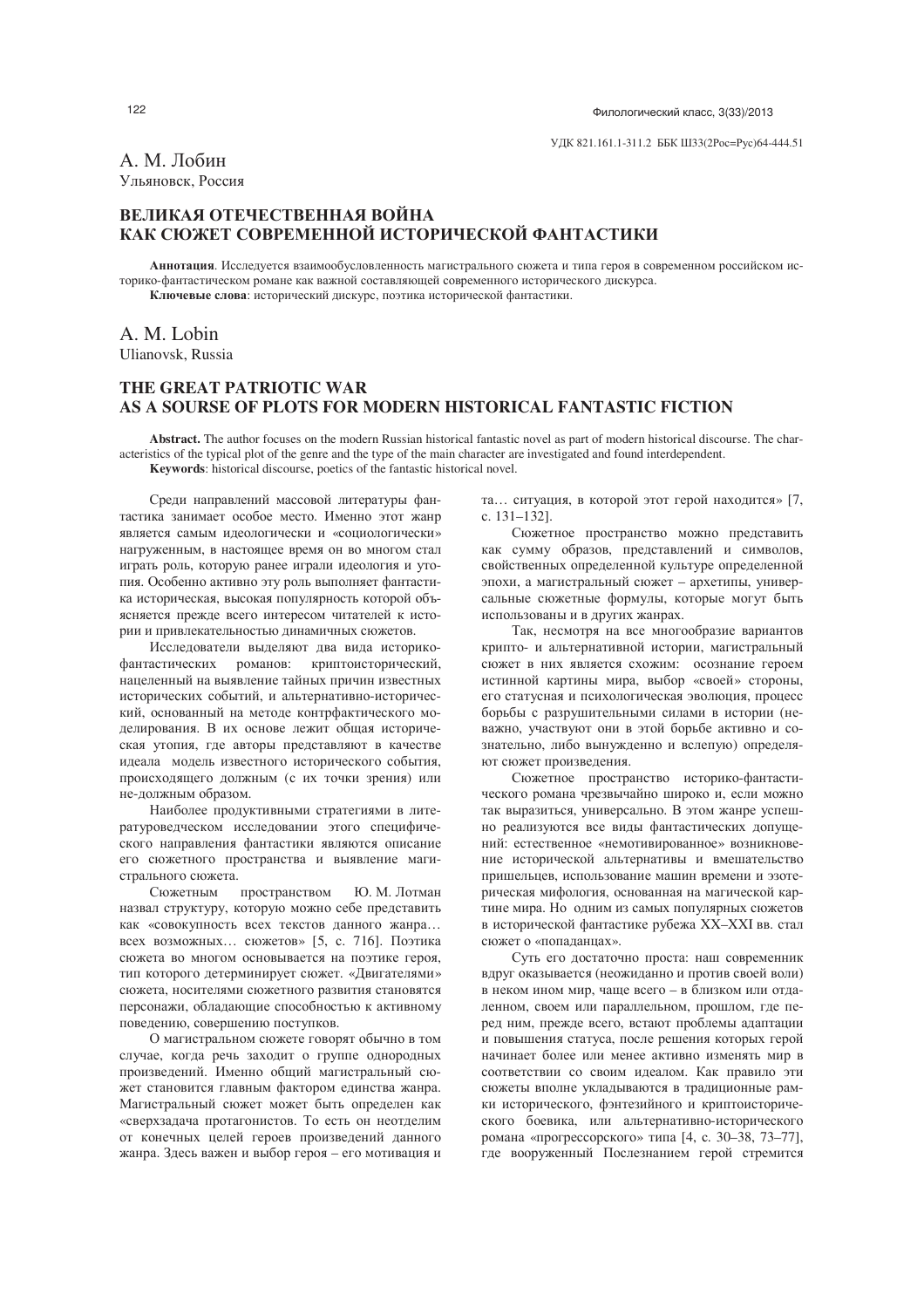УДК 821.161.1-311.2 ББК Ш33(2Рос=Рус)64-444.51

А. М. Лобин
Ульяновск, Россия

## ВЕЛИКАЯ ОТЕЧЕСТВЕННАЯ ВОЙНА КАК СЮЖЕТ СОВРЕМЕННОЙ ИСТОРИЧЕСКОЙ ФАНТАСТИКИ

**Аннотация**. Исследуется взаимообусловленность магистрального сюжета и типа героя в современном российском историко-фантастическом романе как важной составляющей современного исторического дискурса.

**Ключевые слова**: исторический дискурс, поэтика исторической фантастики.

A. M. Lobin
Ulianovsk, Russia

## THE GREAT PATRIOTIC WAR AS A SOURSE OF PLOTS FOR MODERN HISTORICAL FANTASTIC FICTION

**Abstract.** The author focuses on the modern Russian historical fantastic novel as part of modern historical discourse. The characteristics of the typical plot of the genre and the type of the main character are investigated and found interdependent.

**Keywords**: historical discourse, poetics of the fantastic historical novel.

Среди направлений массовой литературы фантастика занимает особое место. Именно этот жанр является самым идеологически и «социологически» нагруженным, в настоящее время он во многом стал играть роль, которую ранее играли идеология и утопия. Особенно активно эту роль выполняет фантастика историческая, высокая популярность которой объясняется прежде всего интересом читателей к истории и привлекательностью динамичных сюжетов.

Исследователи выделяют два вида историко-фантастических романов: криптоисторический, нацеленный на выявление тайных причин известных исторических событий, и альтернативно-исторический, основанный на методе контрфактического моделирования. В их основе лежит общая историческая утопия, где авторы представляют в качестве идеала модель известного исторического события, происходящего должным (с их точки зрения) или не-должным образом.

Наиболее продуктивными стратегиями в литературоведческом исследовании этого специфического направления фантастики являются описание его сюжетного пространства и выявление магистрального сюжета.

Сюжетным пространством Ю. М. Лотман назвал структуру, которую можно себе представить как «совокупность всех текстов данного жанра… всех возможных… сюжетов» [5, с. 716]. Поэтика сюжета во многом основывается на поэтике героя, тип которого детерминирует сюжет. «Двигателями» сюжета, носителями сюжетного развития становятся персонажи, обладающие способностью к активному поведению, совершению поступков.

О магистральном сюжете говорят обычно в том случае, когда речь заходит о группе однородных произведений. Именно общий магистральный сюжет становится главным фактором единства жанра. Магистральный сюжет может быть определен как «сверхзадача протагонистов. То есть он неотделим от конечных целей героев произведений данного жанра. Здесь важен и выбор героя – его мотивация и та… ситуация, в которой этот герой находится» [7, с. 131–132].

Сюжетное пространство можно представить как сумму образов, представлений и символов, свойственных определенной культуре определенной эпохи, а магистральный сюжет – архетипы, универсальные сюжетные формулы, которые могут быть использованы и в других жанрах.

Так, несмотря на все многообразие вариантов крипто- и альтернативной истории, магистральный сюжет в них является схожим: осознание героем истинной картины мира, выбор «своей» стороны, его статусная и психологическая эволюция, процесс борьбы с разрушительными силами в истории (неважно, участвуют они в этой борьбе активно и сознательно, либо вынужденно и вслепую) определяют сюжет произведения.

Сюжетное пространство историко-фантастического романа чрезвычайно широко и, если можно так выразиться, универсально. В этом жанре успешно реализуются все виды фантастических допущений: естественное «немотивированное» возникновение исторической альтернативы и вмешательство пришельцев, использование машин времени и эзотерическая мифология, основанная на магической картине мира. Но одним из самых популярных сюжетов в исторической фантастике рубежа XX–XXI вв. стал сюжет о «попаданцах».

Суть его достаточно проста: наш современник вдруг оказывается (неожиданно и против своей воли) в неком ином мир, чаще всего – в близком или отдаленном, своем или параллельном, прошлом, где перед ним, прежде всего, встают проблемы адаптации и повышения статуса, после решения которых герой начинает более или менее активно изменять мир в соответствии со своим идеалом. Как правило эти сюжеты вполне укладываются в традиционные рамки исторического, фэнтезийного и криптоисторического боевика, или альтернативно-исторического романа «прогрессорского» типа [4, с. 30–38, 73–77], где вооруженный Послезнанием герой стремится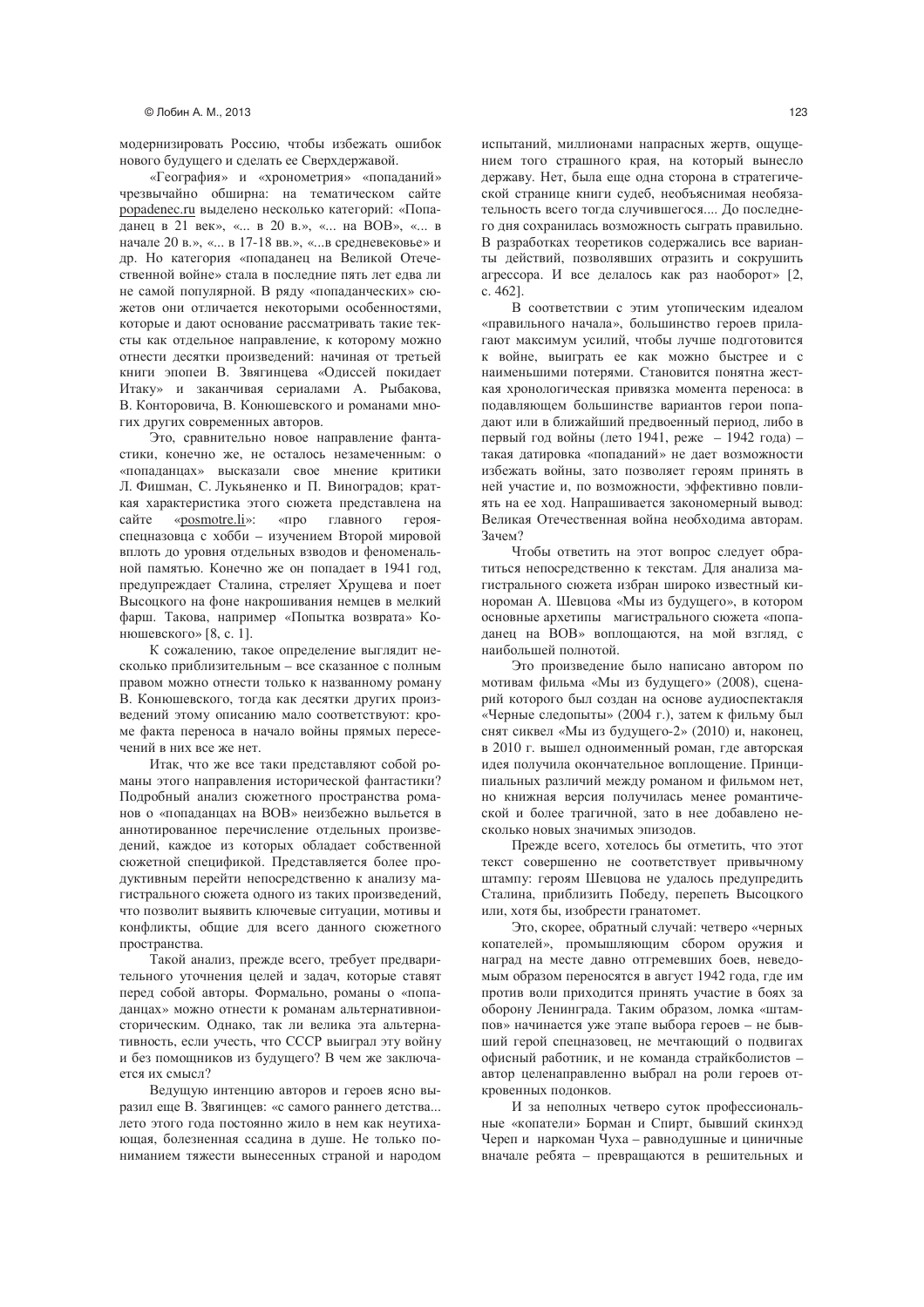модернизировать Россию, чтобы избежать ошибок нового будущего и сделать ее Сверхдержавой.

«География» и «хронометрия» «попаданий» чрезвычайно обширна: на тематическом сайте popadenec.ru выделено несколько категорий: «Попаданец в 21 век», «... в 20 в.», «... на ВОВ», «... в начале 20 в.», «... в 17-18 вв.», «...в средневековье» и др. Но категория «попаданец на Великой Отечественной войне» стала в последние пять лет едва ли не самой популярной. В ряду «попаданческих» сюжетов они отличается некоторыми особенностями, которые и дают основание рассматривать такие тексты как отдельное направление, к которому можно отнести десятки произведений: начиная от третьей книги эпопеи В. Звягинцева «Одиссей покидает Итаку» и заканчивая сериалами А. Рыбакова, В. Конторовича, В. Конюшевского и романами многих других современных авторов.

Это, сравнительно новое направление фантастики, конечно же, не осталось незамеченным: о «попаданцах» высказали свое мнение критики Л. Фишман, С. Лукьяненко и П. Виноградов; краткая характеристика этого сюжета представлена на сайте «posmotre.li»: «про главного героя-спецназовца с хобби – изучением Второй мировой вплоть до уровня отдельных взводов и феноменальной памятью. Конечно же он попадает в 1941 год, предупреждает Сталина, стреляет Хрущева и поет Высоцкого на фоне накрошивания немцев в мелкий фарш. Такова, например «Попытка возврата» Конюшевского» [8, с. 1].

К сожалению, такое определение выглядит несколько приблизительным – все сказанное с полным правом можно отнести только к названному роману В. Конюшевского, тогда как десятки других произведений этому описанию мало соответствуют: кроме факта переноса в начало войны прямых пересечений в них все же нет.

Итак, что же все таки представляют собой романы этого направления исторической фантастики? Подробный анализ сюжетного пространства романов о «попаданцах на ВОВ» неизбежно выльется в аннотированное перечисление отдельных произведений, каждое из которых обладает собственной сюжетной спецификой. Представляется более продуктивным перейти непосредственно к анализу магистрального сюжета одного из таких произведений, что позволит выявить ключевые ситуации, мотивы и конфликты, общие для всего данного сюжетного пространства.

Такой анализ, прежде всего, требует предварительного уточнения целей и задач, которые ставят перед собой авторы. Формально, романы о «попаданцах» можно отнести к романам альтернативноисторическим. Однако, так ли велика эта альтернативность, если учесть, что СССР выиграл эту войну и без помощников из будущего? В чем же заключается их смысл?

Ведущую интенцию авторов и героев ясно выразил еще В. Звягинцев: «с самого раннего детства... лето этого года постоянно жило в нем как неутихающая, болезненная ссадина в душе. Не только пониманием тяжести вынесенных страной и народом испытаний, миллионами напрасных жертв, ощущением того страшного края, на который вынесло державу. Нет, была еще одна сторона в стратегической странице книги судеб, необъяснимая необязательность всего тогда случившегося.... До последнего дня сохранилась возможность сыграть правильно. В разработках теоретиков содержались все варианты действий, позволявших отразить и сокрушить агрессора. И все делалось как раз наоборот» [2, с. 462].

В соответствии с этим утопическим идеалом «правильного начала», большинство героев прилагают максимум усилий, чтобы лучше подготовится к войне, выиграть ее как можно быстрее и с наименьшими потерями. Становится понятна жесткая хронологическая привязка момента переноса: в подавляющем большинстве вариантов герои попадают или в ближайший предвоенный период, либо в первый год войны (лето 1941, реже – 1942 года) – такая датировка «попаданий» не дает возможности избежать войны, зато позволяет героям принять в ней участие и, по возможности, эффективно повлиять на ее ход. Напрашивается закономерный вывод: Великая Отечественная война необходима авторам. Зачем?

Чтобы ответить на этот вопрос следует обратиться непосредственно к текстам. Для анализа магистрального сюжета избран широко известный кинороман А. Шевцова «Мы из будущего», в котором основные архетипы магистрального сюжета «попаданец на ВОВ» воплощаются, на мой взгляд, с наибольшей полнотой.

Это произведение было написано автором по мотивам фильма «Мы из будущего» (2008), сценарий которого был создан на основе аудиоспектакля «Черные следопыты» (2004 г.), затем к фильму был снят сиквел «Мы из будущего-2» (2010) и, наконец, в 2010 г. вышел одноименный роман, где авторская идея получила окончательное воплощение. Принципиальных различий между романом и фильмом нет, но книжная версия получилась менее романтической и более трагичной, зато в нее добавлено несколько новых значимых эпизодов.

Прежде всего, хотелось бы отметить, что этот текст совершенно не соответствует привычному штампу: героям Шевцова не удалось предупредить Сталина, приблизить Победу, перепеть Высоцкого или, хотя бы, изобрести гранатомет.

Это, скорее, обратный случай: четверо «черных копателей», промышляющим сбором оружия и наград на месте давно отгремевших боев, неведомым образом переносятся в август 1942 года, где им против воли приходится принять участие в боях за оборону Ленинграда. Таким образом, ломка «штампов» начинается уже этапе выбора героев – не бывший герой спецназовец, не мечтающий о подвигах офисный работник, и не команда страйкболистов – автор целенаправленно выбрал на роли героев откровенных подонков.

И за неполных четверо суток профессиональные «копатели» Борман и Спирт, бывший скинхэд Череп и наркоман Чуха – равнодушные и циничные вначале ребята – превращаются в решительных и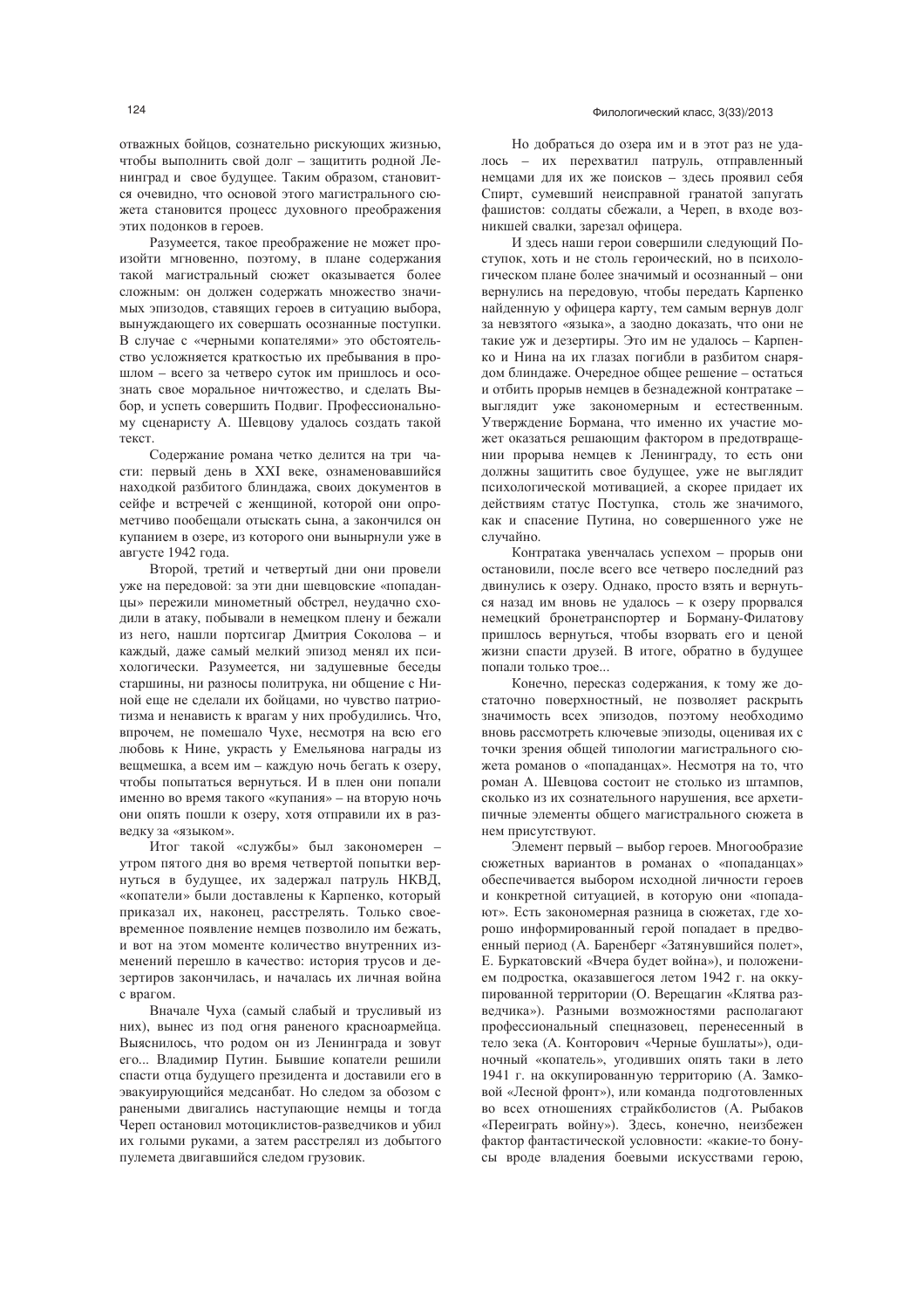отважных бойцов, сознательно рискующих жизнью, чтобы выполнить свой долг – защитить родной Ленинград и свое будущее. Таким образом, становится очевидно, что основой этого магистрального сюжета становится процесс духовного преображения этих подонков в героев.

Разумеется, такое преображение не может произойти мгновенно, поэтому, в плане содержания такой магистральный сюжет оказывается более сложным: он должен содержать множество значимых эпизодов, ставящих героев в ситуацию выбора, вынуждающего их совершать осознанные поступки. В случае с «черными копателями» это обстоятельство усложняется краткостью их пребывания в прошлом – всего за четверо суток им пришлось и осознать свое моральное ничтожество, и сделать Выбор, и успеть совершить Подвиг. Профессиональному сценаристу А. Шевцову удалось создать такой текст.

Содержание романа четко делится на три части: первый день в XXI веке, ознаменовавшийся находкой разбитого блиндажа, своих документов в сейфе и встречей с женщиной, которой они опрометчиво пообещали отыскать сына, а закончился он купанием в озере, из которого они вынырнули уже в августе 1942 года.

Второй, третий и четвертый дни они провели уже на передовой: за эти дни шевцовские «попаданцы» пережили минометный обстрел, неудачно сходили в атаку, побывали в немецком плену и бежали из него, нашли портсигар Дмитрия Соколова – и каждый, даже самый мелкий эпизод менял их психологически. Разумеется, ни задушевные беседы старшины, ни разносы политрука, ни общение с Ниной еще не сделали их бойцами, но чувство патриотизма и ненависть к врагам у них пробудились. Что, впрочем, не помешало Чухе, несмотря на всю его любовь к Нине, украсть у Емельянова награды из вещмешка, а всем им – каждую ночь бегать к озеру, чтобы попытаться вернуться. И в плен они попали именно во время такого «купания» – на вторую ночь они опять пошли к озеру, хотя отправили их в разведку за «языком».

Итог такой «службы» был закономерен – утром пятого дня во время четвертой попытки вернуться в будущее, их задержал патруль НКВД, «копатели» были доставлены к Карпенко, который приказал их, наконец, расстрелять. Только своевременное появление немцев позволило им бежать, и вот на этом моменте количество внутренних изменений перешло в качество: история трусов и дезертиров закончилась, и началась их личная война с врагом.

Вначале Чуха (самый слабый и трусливый из них), вынес из под огня раненого красноармейца. Выяснилось, что родом он из Ленинграда и зовут его... Владимир Путин. Бывшие копатели решили спасти отца будущего президента и доставили его в эвакуирующийся медсанбат. Но следом за обозом с ранеными двигались наступающие немцы и тогда Череп остановил мотоциклистов-разведчиков и убил их голыми руками, а затем расстрелял из добытого пулемета двигавшийся следом грузовик.

Но добраться до озера им и в этот раз не удалось – их перехватил патруль, отправленный немцами для их же поисков – здесь проявил себя Спирт, сумевший неисправной гранатой запугать фашистов: солдаты сбежали, а Череп, в входе возникшей свалки, зарезал офицера.

И здесь наши герои совершили следующий Поступок, хоть и не столь героический, но в психологическом плане более значимый и осознанный – они вернулись на передовую, чтобы передать Карпенко найденную у офицера карту, тем самым вернув долг за невзятого «языка», а заодно доказать, что они не такие уж и дезертиры. Это им не удалось – Карпенко и Нина на их глазах погибли в разбитом снарядом блиндаже. Очередное общее решение – остаться и отбить прорыв немцев в безнадежной контратаке – выглядит уже закономерным и естественным. Утверждение Бормана, что именно их участие может оказаться решающим фактором в предотвращении прорыва немцев к Ленинграду, то есть они должны защитить свое будущее, уже не выглядит психологической мотивацией, а скорее придает их действиям статус Поступка, столь же значимого, как и спасение Путина, но совершенного уже не случайно.

Контратака увенчалась успехом – прорыв они остановили, после всего все четверо последний раз двинулись к озеру. Однако, просто взять и вернуться назад им вновь не удалось – к озеру прорвался немецкий бронетранспортер и Борману-Филатову пришлось вернуться, чтобы взорвать его и ценой жизни спасти друзей. В итоге, обратно в будущее попали только трое...

Конечно, пересказ содержания, к тому же достаточно поверхностный, не позволяет раскрыть значимость всех эпизодов, поэтому необходимо вновь рассмотреть ключевые эпизоды, оценивая их с точки зрения общей типологии магистрального сюжета романов о «попаданцах». Несмотря на то, что роман А. Шевцова состоит не столько из штампов, сколько из их сознательного нарушения, все архетипичные элементы общего магистрального сюжета в нем присутствуют.

Элемент первый – выбор героев. Многообразие сюжетных вариантов в романах о «попаданцах» обеспечивается выбором исходной личности героев и конкретной ситуацией, в которую они «попадают». Есть закономерная разница в сюжетах, где хорошо информированный герой попадает в предвоенный период (А. Баренберг «Затянувшийся полет», Е. Буркатовский «Вчера будет война»), и положением подростка, оказавшегося летом 1942 г. на оккупированной территории (О. Верещагин «Клятва разведчика»). Разными возможностями располагают профессиональный спецназовец, перенесенный в тело зека (А. Конторович «Черные бушлаты»), одиночный «копатель», угодивших опять таки в лето 1941 г. на оккупированную территорию (А. Замковой «Лесной фронт»), или команда подготовленных во всех отношениях страйкболистов (А. Рыбаков «Переиграть войну»). Здесь, конечно, неизбежен фактор фантастической условности: «какие-то бонусы вроде владения боевыми искусствами герою,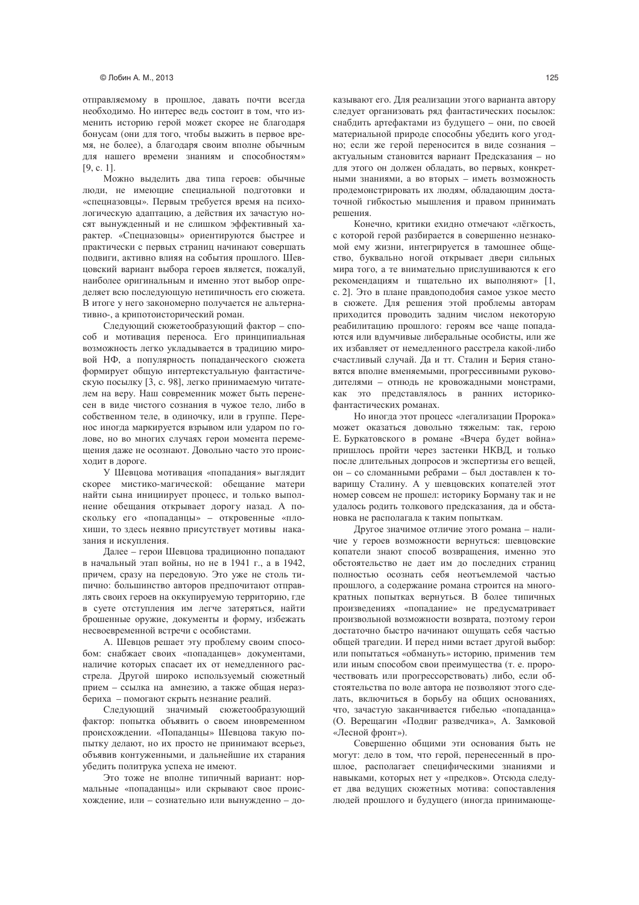отправляемому в прошлое, давать почти всегда необходимо. Но интерес ведь состоит в том, что изменить историю герой может скорее не благодаря бонусам (они для того, чтобы выжить в первое время, не более), а благодаря своим вполне обычным для нашего времени знаниям и способностям» [9, с. 1].

Можно выделить два типа героев: обычные люди, не имеющие специальной подготовки и «спецназовцы». Первым требуется время на психологическую адаптацию, а действия их зачастую носят вынужденный и не слишком эффективный характер. «Спецназовцы» ориентируются быстрее и практически с первых страниц начинают совершать подвиги, активно влияя на события прошлого. Шевцовский вариант выбора героев является, пожалуй, наиболее оригинальным и именно этот выбор определяет всю последующую нетипичность его сюжета. В итоге у него закономерно получается не альтернативно-, а крипотоисторический роман.

Следующий сюжетообразующий фактор – способ и мотивация переноса. Его принципиальная возможность легко укладывается в традицию мировой НФ, а популярность попаданческого сюжета формирует общую интертекстуальную фантастическую посылку [3, с. 98], легко принимаемую читателем на веру. Наш современник может быть перенесен в виде чистого сознания в чужое тело, либо в собственном теле, в одиночку, или в группе. Перенос иногда маркируется взрывом или ударом по голове, но во многих случаях герои момента перемещения даже не осознают. Довольно часто это происходит в дороге.

У Шевцова мотивация «попадания» выглядит скорее мистико-магической: обещание матери найти сына инициирует процесс, и только выполнение обещания открывает дорогу назад. А поскольку его «попаданцы» – откровенные «плохиши, то здесь неявно присутствует мотивы наказания и искупления.

Далее – герои Шевцова традиционно попадают в начальный этап войны, но не в 1941 г., а в 1942, причем, сразу на передовую. Это уже не столь типично: большинство авторов предпочитают отправлять своих героев на оккупируемую территорию, где в суете отступления им легче затеряться, найти брошенные оружие, документы и форму, избежать несвоевременной встречи с особистами.

А. Шевцов решает эту проблему своим способом: снабжает своих «попаданцев» документами, наличие которых спасает их от немедленного расстрела. Другой широко используемый сюжетный прием – ссылка на амнезию, а также общая неразбериха – помогают скрыть незнание реалий.

Следующий значимый сюжетообразующий фактор: попытка объявить о своем иновременном происхождении. «Попаданцы» Шевцова такую попытку делают, но их просто не принимают всерьез, объявив контуженными, и дальнейшие их старания убедить политрука успеха не имеют.

Это тоже не вполне типичный вариант: нормальные «попаданцы» или скрывают свое происхождение, или – сознательно или вынужденно – доказывают его. Для реализации этого варианта автору следует организовать ряд фантастических посылок: снабдить артефактами из будущего – они, по своей материальной природе способны убедить кого угодно; если же герой переносится в виде сознания – актуальным становится вариант Предсказания – но для этого он должен обладать, во первых, конкретными знаниями, а во вторых – иметь возможность продемонстрировать их людям, обладающим достаточной гибкостью мышления и правом принимать решения.

Конечно, критики ехидно отмечают «лёгкость, с которой герой разбирается в совершенно незнакомой ему жизни, интегрируется в тамошнее общество, буквально ногой открывает двери сильных мира того, а те внимательно прислушиваются к его рекомендациям и тщательно их выполняют» [1, с. 2]. Это в плане правдоподобия самое узкое место в сюжете. Для решения этой проблемы авторам приходится проводить задним числом некоторую реабилитацию прошлого: героям все чаще попадаются или вдумчивые либеральные особисты, или же их избавляет от немедленного расстрела какой-либо счастливый случай. Да и тт. Сталин и Берия становятся вполне вменяемыми, прогрессивными руководителями – отнюдь не кровожадными монстрами, как это представлялось в ранних историко-фантастических романах.

Но иногда этот процесс «легализации Пророка» может оказаться довольно тяжелым: так, герою Е. Буркатовского в романе «Вчера будет война» пришлось пройти через застенки НКВД, и только после длительных допросов и экспертизы его вещей, он – со сломанными ребрами – был доставлен к товарищу Сталину. А у шевцовских копателей этот номер совсем не прошел: историку Борману так и не удалось родить толкового предсказания, да и обстановка не располагала к таким попыткам.

Другое значимое отличие этого романа – наличие у героев возможности вернуться: шевцовские копатели знают способ возвращения, именно это обстоятельство не дает им до последних страниц полностью осознать себя неотъемлемой частью прошлого, а содержание романа строится на многократных попытках вернуться. В более типичных произведениях «попадание» не предусматривает произвольной возможности возврата, поэтому герои достаточно быстро начинают ощущать себя частью общей трагедии. И перед ними встает другой выбор: или попытаться «обмануть» историю, применив тем или иным способом свои преимущества (т. е. пророчествовать или прогрессорствовать) либо, если обстоятельства по воле автора не позволяют этого сделать, включиться в борьбу на общих основаниях, что, зачастую заканчивается гибелью «попаданца» (О. Верещагин «Подвиг разведчика», А. Замковой «Лесной фронт»).

Совершенно общими эти основания быть не могут: дело в том, что герой, перенесенный в прошлое, располагает специфическими знаниями и навыками, которых нет у «предков». Отсюда следует два ведущих сюжетных мотива: сопоставления людей прошлого и будущего (иногда принимающе-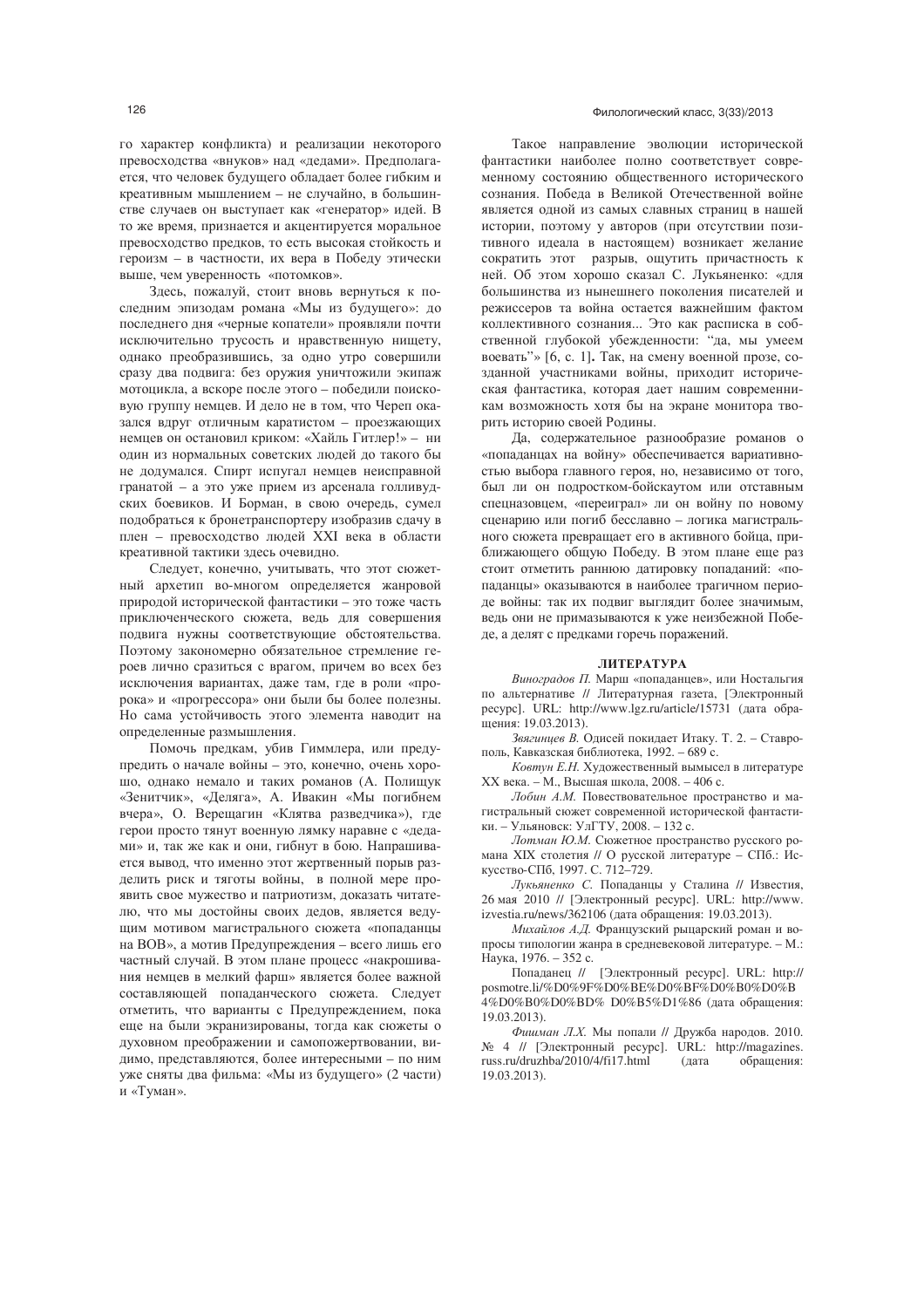го характер конфликта) и реализации некоторого превосходства «внуков» над «дедами». Предполагается, что человек будущего обладает более гибким и креативным мышлением – не случайно, в большинстве случаев он выступает как «генератор» идей. В то же время, признается и акцентируется моральное превосходство предков, то есть высокая стойкость и героизм – в частности, их вера в Победу этически выше, чем уверенность «потомков».

Здесь, пожалуй, стоит вновь вернуться к последним эпизодам романа «Мы из будущего»: до последнего дня «черные копатели» проявляли почти исключительно трусость и нравственную нищету, однако преобразившись, за одно утро совершили сразу два подвига: без оружия уничтожили экипаж мотоцикла, а вскоре после этого – победили поисковую группу немцев. И дело не в том, что Череп оказался вдруг отличным каратистом – проезжающих немцев он остановил криком: «Хайль Гитлер!» – ни один из нормальных советских людей до такого бы не додумался. Спирт испугал немцев неисправной гранатой – а это уже прием из арсенала голливудских боевиков. И Борман, в свою очередь, сумел подобраться к бронетранспортеру изобразив сдачу в плен – превосходство людей XXI века в области креативной тактики здесь очевидно.

Следует, конечно, учитывать, что этот сюжетный архетип во-многом определяется жанровой природой исторической фантастики – это тоже часть приключенческого сюжета, ведь для совершения подвига нужны соответствующие обстоятельства. Поэтому закономерно обязательное стремление героев лично сразиться с врагом, причем во всех без исключения вариантах, даже там, где в роли «пророка» и «прогрессора» они были бы более полезны. Но сама устойчивость этого элемента наводит на определенные размышления.

Помочь предкам, убив Гиммлера, или предупредить о начале войны – это, конечно, очень хорошо, однако немало и таких романов (А. Полищук «Зенитчик», «Деляга», А. Ивакин «Мы погибнем вчера», О. Верещагин «Клятва разведчика»), где герои просто тянут военную лямку наравне с «дедами» и, так же как и они, гибнут в бою. Напрашивается вывод, что именно этот жертвенный порыв разделить риск и тяготы войны, в полной мере проявить свое мужество и патриотизм, доказать читателю, что мы достойны своих дедов, является ведущим мотивом магистрального сюжета «попаданцы на ВОВ», а мотив Предупреждения – всего лишь его частный случай. В этом плане процесс «накрошивания немцев в мелкий фарш» является более важной составляющей попаданческого сюжета. Следует отметить, что варианты с Предупреждением, пока еще на были экранизированы, тогда как сюжеты о духовном преображении и самопожертвовании, видимо, представляются, более интересными – по ним уже сняты два фильма: «Мы из будущего» (2 части) и «Туман».

Такое направление эволюции исторической фантастики наиболее полно соответствует современному состоянию общественного исторического сознания. Победа в Великой Отечественной войне является одной из самых славных страниц в нашей истории, поэтому у авторов (при отсутствии позитивного идеала в настоящем) возникает желание сократить этот разрыв, ощутить причастность к ней. Об этом хорошо сказал С. Лукьяненко: «для большинства из нынешнего поколения писателей и режиссеров та война остается важнейшим фактом коллективного сознания... Это как расписка в собственной глубокой убежденности: "да, мы умеем воевать"» [6, с. 1]**.** Так, на смену военной прозе, созданной участниками войны, приходит историческая фантастика, которая дает нашим современникам возможность хотя бы на экране монитора творить историю своей Родины.

Да, содержательное разнообразие романов о «попаданцах на войну» обеспечивается вариативностью выбора главного героя, но, независимо от того, был ли он подростком-бойскаутом или отставным спецназовцем, «переиграл» ли он войну по новому сценарию или погиб бесславно – логика магистрального сюжета превращает его в активного бойца, приближающего общую Победу. В этом плане еще раз стоит отметить раннюю датировку попаданий: «попаданцы» оказываются в наиболее трагичном периоде войны: так их подвиг выглядит более значимым, ведь они не примазываются к уже неизбежной Победе, а делят с предками горечь поражений.

## ЛИТЕРАТУРА

*Виноградов П.* Марш «попаданцев», или Ностальгия по альтернативе // Литературная газета, [Электронный ресурс]. URL: http://www.lgz.ru/article/15731 (дата обращения: 19.03.2013).

*Звягинцев В.* Одисей покидает Итаку. Т. 2. – Ставрополь, Кавказская библиотека, 1992. – 689 с.

*Ковтун Е.Н.* Художественный вымысел в литературе XX века. – М., Высшая школа, 2008. – 406 с.

*Лобин А.М.* Повествовательное пространство и магистральный сюжет современной исторической фантастики. – Ульяновск: УлГТУ, 2008. – 132 с.

*Лотман Ю.М.* Сюжетное пространство русского романа XIX столетия // О русской литературе – СПб.: Искусство-СПб, 1997. С. 712–729.

*Лукьяненко С.* Попаданцы у Сталина // Известия, 26 мая 2010 // [Электронный ресурс]. URL: http://www.izvestia.ru/news/362106 (дата обращения: 19.03.2013).

*Михайлов А.Д.* Французский рыцарский роман и вопросы типологии жанра в средневековой литературе. – М.: Наука, 1976. – 352 с.

Попаданец // [Электронный ресурс]. URL: http://posmotre.li/%D0%9F%D0%BE%D0%BF%D0%B0%D0%B4%D0%B0%D0%BD%D0% D0%B5%D1%86 (дата обращения: 19.03.2013).

*Фишман Л.Х.* Мы попали // Дружба народов. 2010. № 4 // [Электронный ресурс]. URL: http://magazines.russ.ru/druzhba/2010/4/fi17.html (дата обращения: 19.03.2013).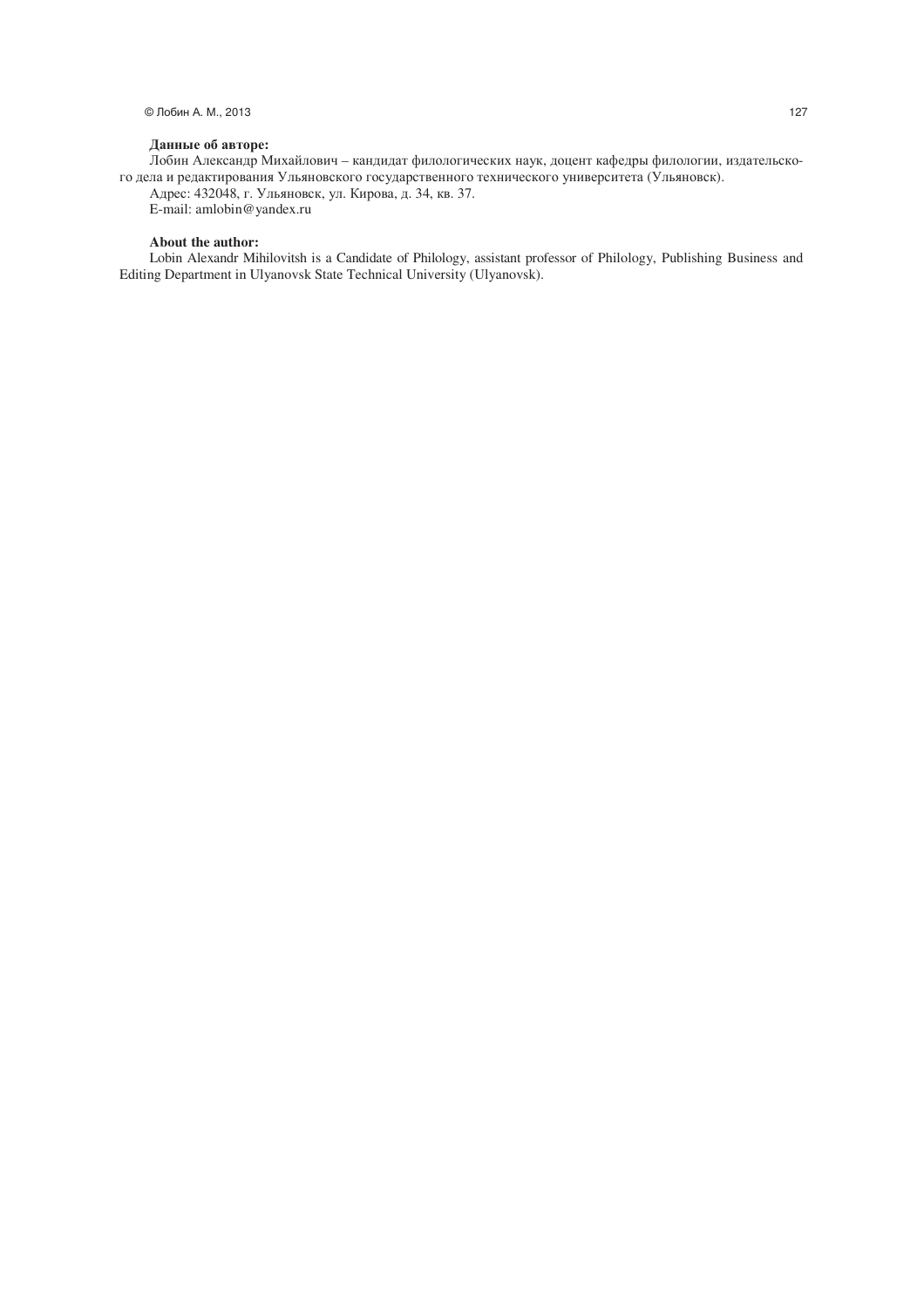© Лобин А. М., 2013

**Данные об авторе:**

Лобин Александр Михайлович – кандидат филологических наук, доцент кафедры филологии, издательского дела и редактирования Ульяновского государственного технического университета (Ульяновск).

Адрес: 432048, г. Ульяновск, ул. Кирова, д. 34, кв. 37.

E-mail: amlobin@yandex.ru

**About the author:**

Lobin Alexandr Mihilovitsh is a Candidate of Philology, assistant professor of Philology, Publishing Business and Editing Department in Ulyanovsk State Technical University (Ulyanovsk).